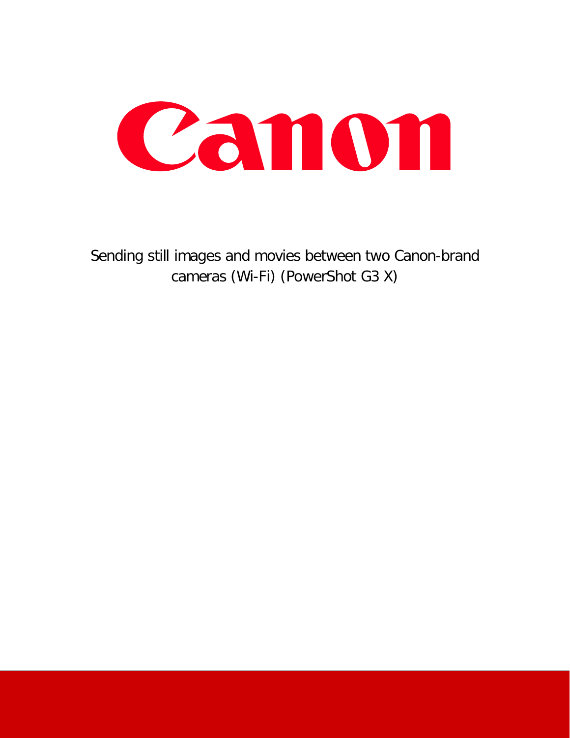# Canon

Sending still images and movies between two Canon-brand cameras (Wi-Fi) (PowerShot G3 X)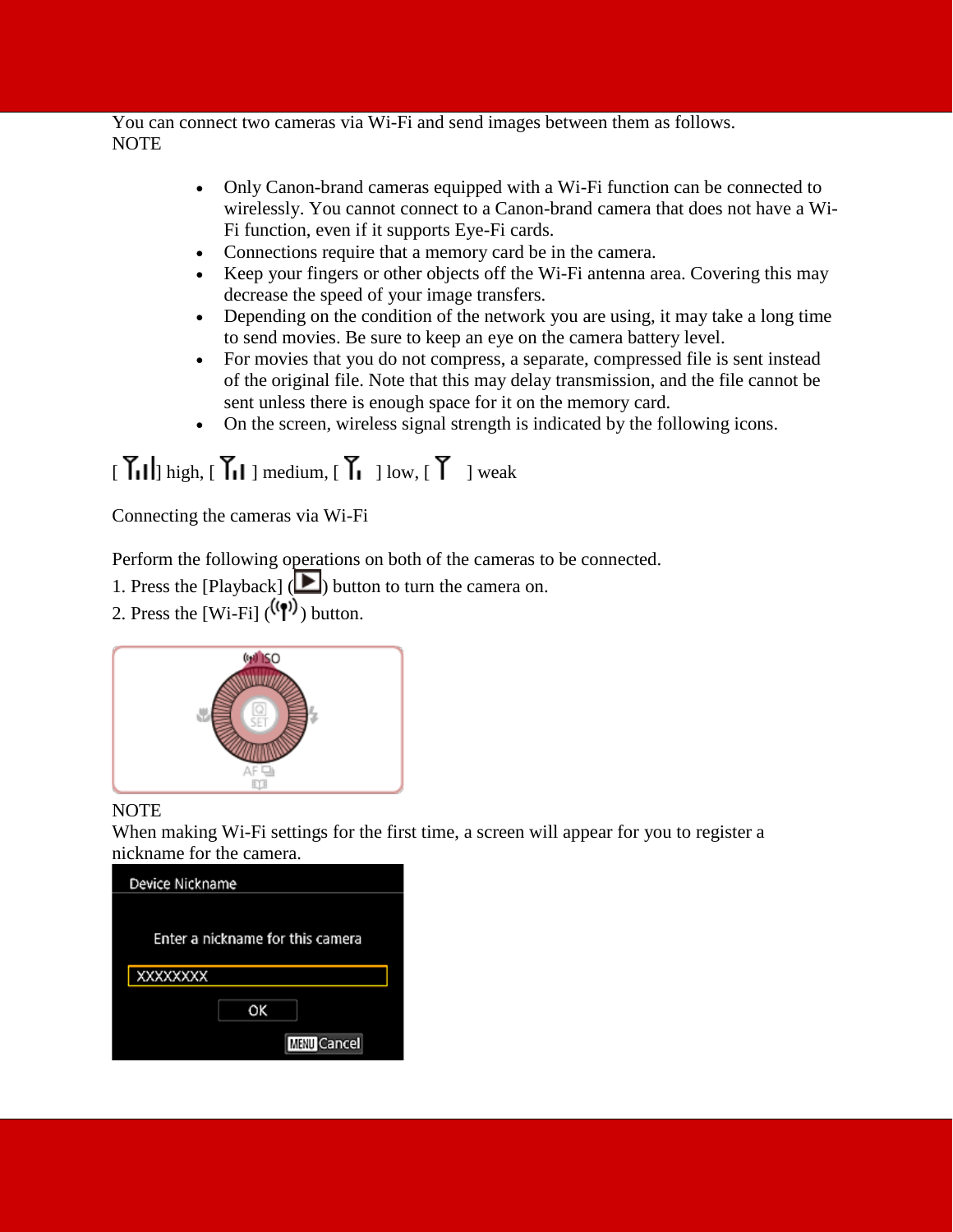You can connect two cameras via Wi-Fi and send images between them as follows.

NOTE

- Only Canon-brand cameras equipped with a Wi-Fi function can be connected to wirelessly. You cannot connect to a Canon-brand camera that does not have a Wi-Fi function, even if it supports Eye-Fi cards.
- Connections require that a memory card be in the camera.
- Keep your fingers or other objects off the Wi-Fi antenna area. Covering this may decrease the speed of your image transfers.
- Depending on the condition of the network you are using, it may take a long time to send movies. Be sure to keep an eye on the camera battery level.
- For movies that you do not compress, a separate, compressed file is sent instead of the original file. Note that this may delay transmission, and the file cannot be sent unless there is enough space for it on the memory card.
- On the screen, wireless signal strength is indicated by the following icons.

[ ] high, [ ] medium, [ ] low, [ ] weak

Connecting the cameras via Wi-Fi

Perform the following operations on both of the cameras to be connected.

1. Press the [Playback] ( ) button to turn the camera on.
2. Press the [Wi-Fi] ( ) button.

NOTE

When making Wi-Fi settings for the first time, a screen will appear for you to register a nickname for the camera.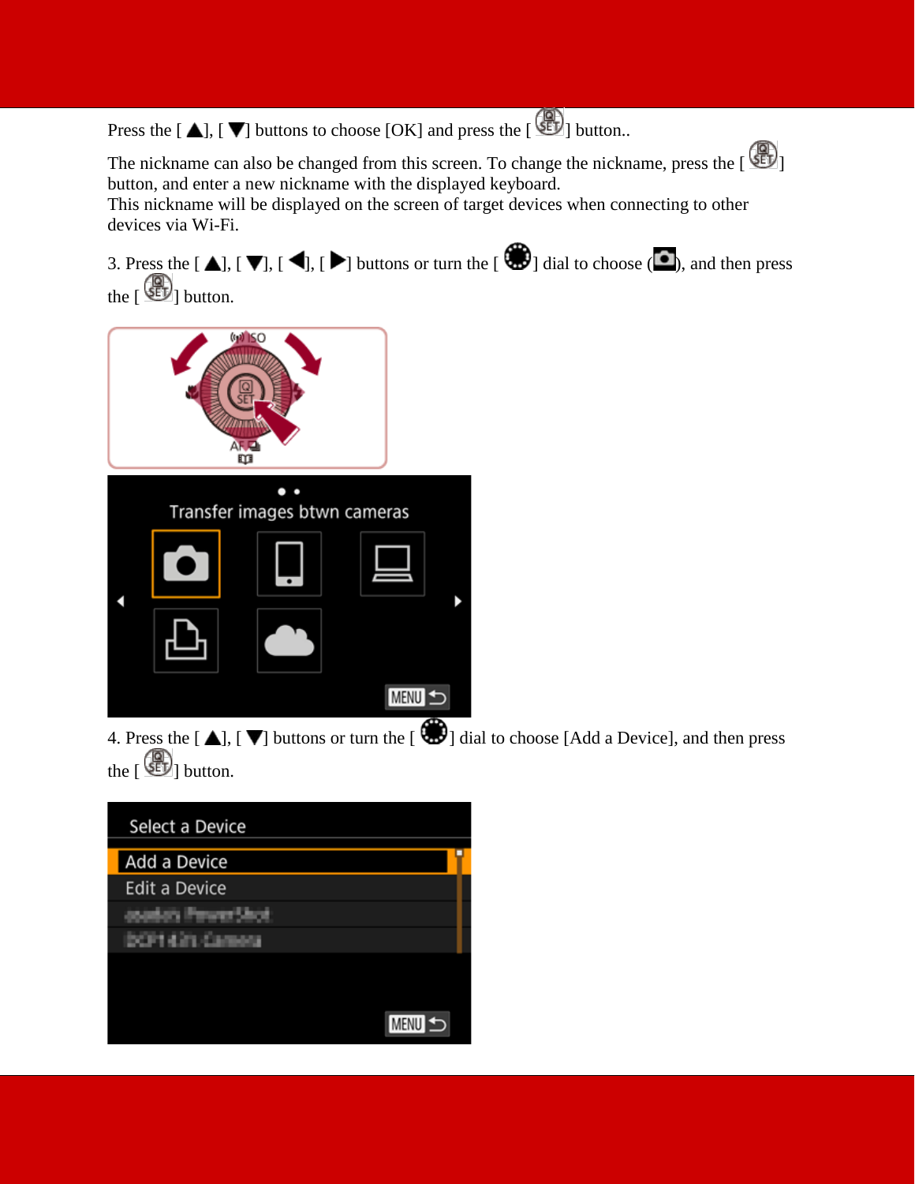Press the [ ▲], [ ▼] buttons to choose [OK] and press the [ ] button..

The nickname can also be changed from this screen. To change the nickname, press the [ ] button, and enter a new nickname with the displayed keyboard.
This nickname will be displayed on the screen of target devices when connecting to other devices via Wi-Fi.

3. Press the [ ▲], [ ▼], [ ◀], [ ▶] buttons or turn the [ ] dial to choose ( ), and then press the [ ] button.

4. Press the [ ▲], [ ▼] buttons or turn the [ ] dial to choose [Add a Device], and then press the [ ] button.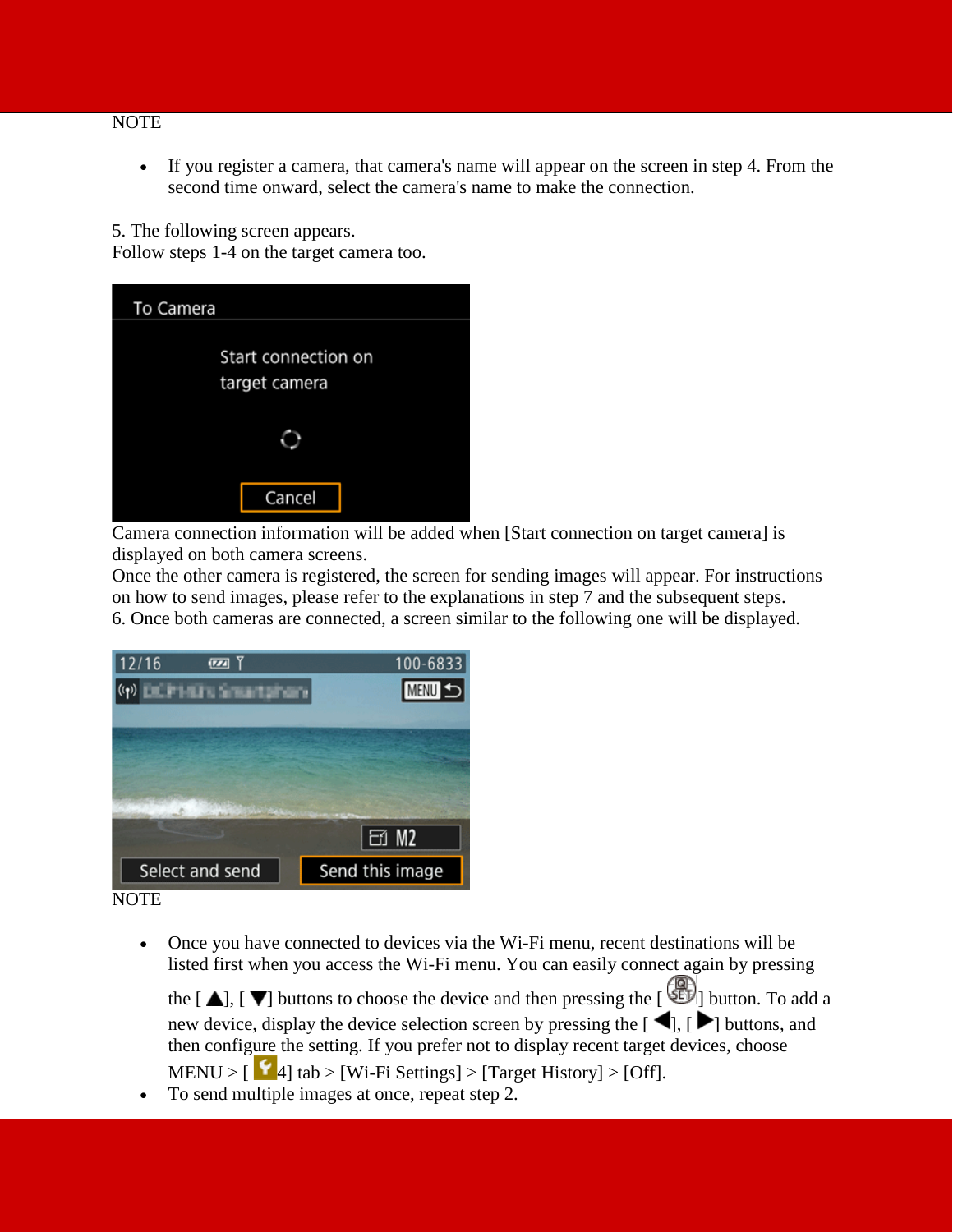NOTE

- If you register a camera, that camera's name will appear on the screen in step 4. From the second time onward, select the camera's name to make the connection.

5. The following screen appears.
Follow steps 1-4 on the target camera too.

Camera connection information will be added when [Start connection on target camera] is displayed on both camera screens.
Once the other camera is registered, the screen for sending images will appear. For instructions on how to send images, please refer to the explanations in step 7 and the subsequent steps.
6. Once both cameras are connected, a screen similar to the following one will be displayed.

NOTE

- Once you have connected to devices via the Wi-Fi menu, recent destinations will be listed first when you access the Wi-Fi menu. You can easily connect again by pressing the [ ▲], [ ▼] buttons to choose the device and then pressing the [ SET ] button. To add a new device, display the device selection screen by pressing the [ ◀], [ ▶] buttons, and then configure the setting. If you prefer not to display recent target devices, choose MENU > [ 4] tab > [Wi-Fi Settings] > [Target History] > [Off].
- To send multiple images at once, repeat step 2.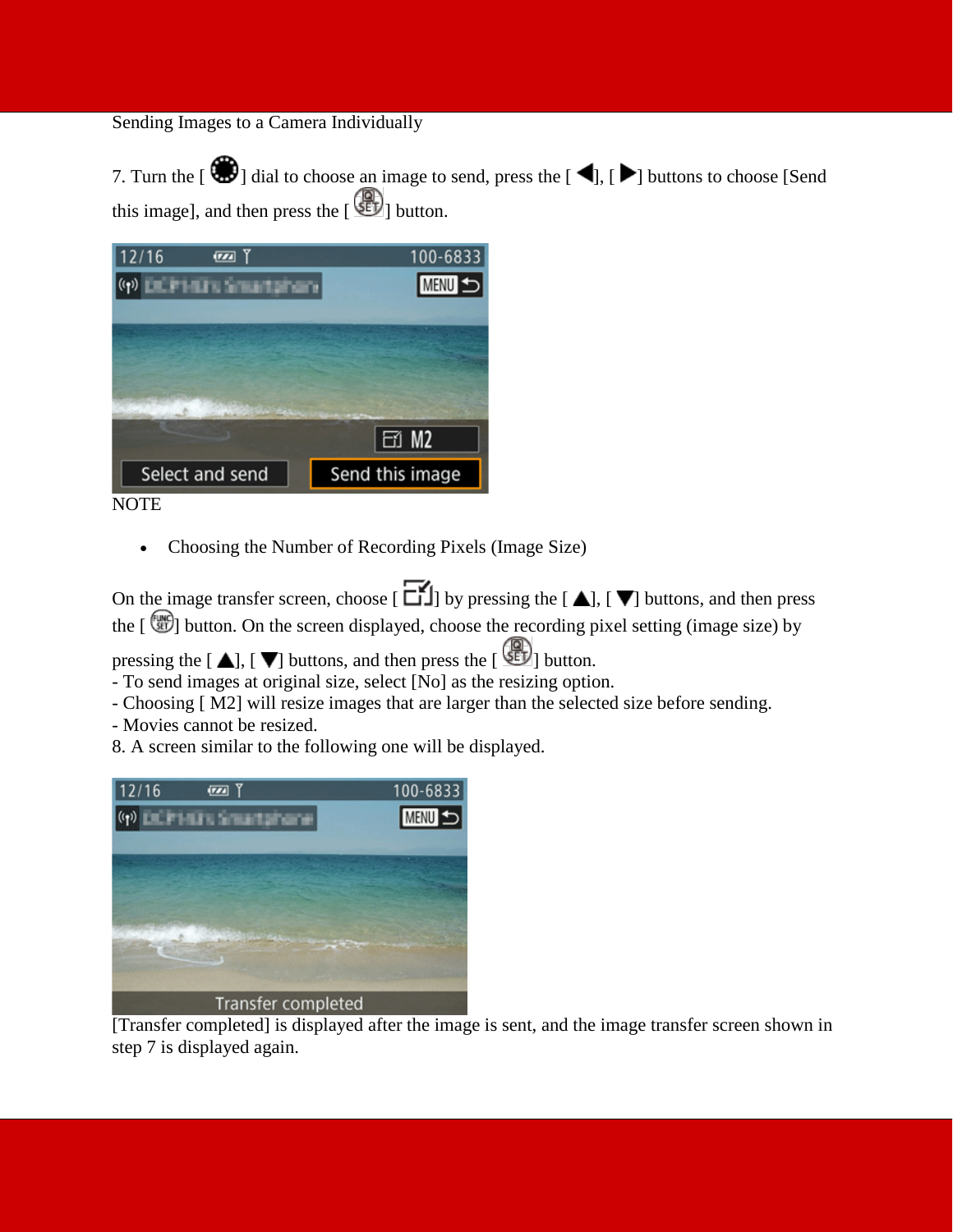Sending Images to a Camera Individually

7. Turn the [ ] dial to choose an image to send, press the [ ◀], [ ▶] buttons to choose [Send this image], and then press the [ ] button.

NOTE

- Choosing the Number of Recording Pixels (Image Size)

On the image transfer screen, choose [ ] by pressing the [ ▲], [ ▼] buttons, and then press the [ ] button. On the screen displayed, choose the recording pixel setting (image size) by pressing the [ ▲], [ ▼] buttons, and then press the [ ] button.

- To send images at original size, select [No] as the resizing option.
- Choosing [ M2] will resize images that are larger than the selected size before sending.
- Movies cannot be resized.

8. A screen similar to the following one will be displayed.

[Transfer completed] is displayed after the image is sent, and the image transfer screen shown in step 7 is displayed again.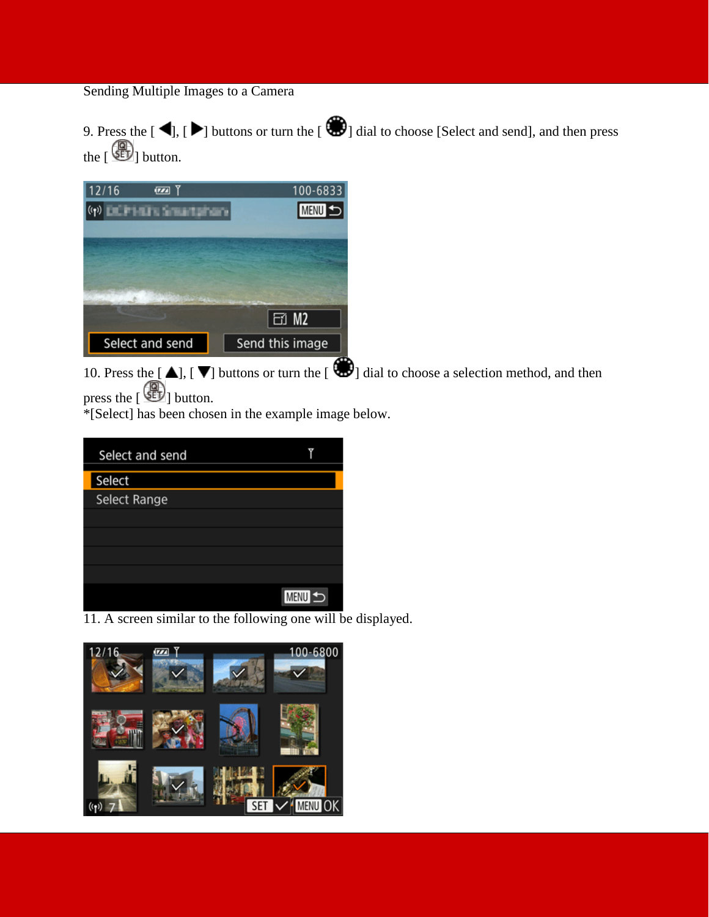Sending Multiple Images to a Camera

9. Press the [ ◀ ], [ ▶ ] buttons or turn the [ ] dial to choose [Select and send], and then press the [ ] button.

10. Press the [ ▲ ], [ ▼ ] buttons or turn the [ ] dial to choose a selection method, and then press the [ ] button.
*[Select] has been chosen in the example image below.

11. A screen similar to the following one will be displayed.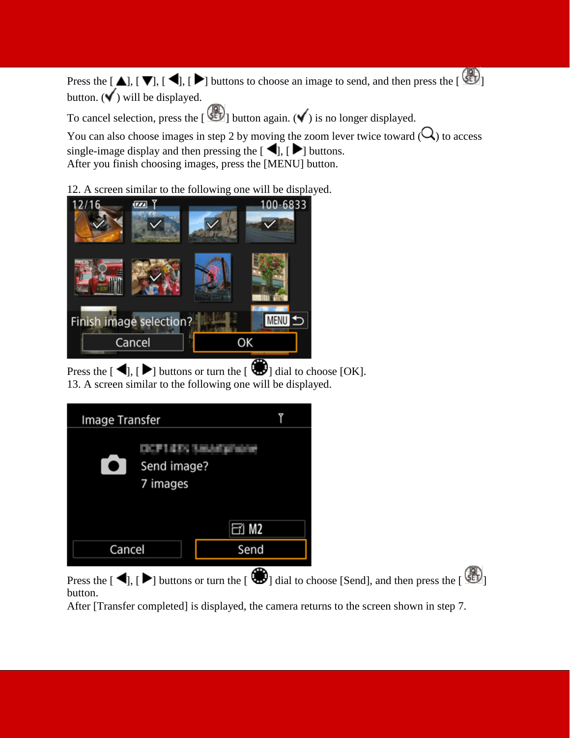Press the [ ▲], [ ▼], [ ◀], [ ▶] buttons to choose an image to send, and then press the [ SET ] button. (✓) will be displayed.

To cancel selection, press the [ SET ] button again. (✓) is no longer displayed.

You can also choose images in step 2 by moving the zoom lever twice toward (🔍) to access single-image display and then pressing the [ ◀], [ ▶] buttons.

After you finish choosing images, press the [MENU] button.

12. A screen similar to the following one will be displayed.

Press the [ ◀], [ ▶] buttons or turn the [ ] dial to choose [OK].

13. A screen similar to the following one will be displayed.

Press the [ ◀], [ ▶] buttons or turn the [ ] dial to choose [Send], and then press the [ SET ] button.

After [Transfer completed] is displayed, the camera returns to the screen shown in step 7.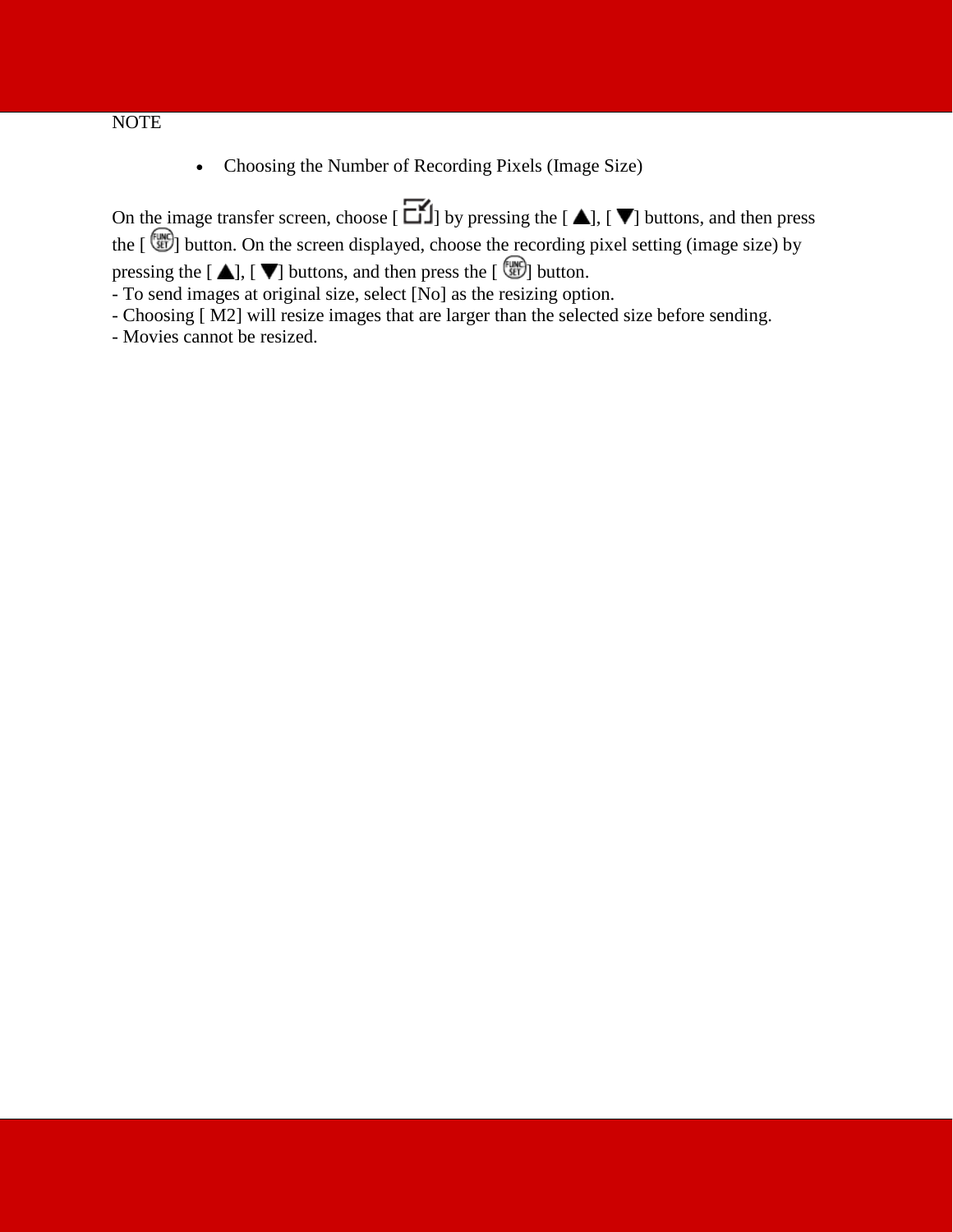NOTE

- Choosing the Number of Recording Pixels (Image Size)

On the image transfer screen, choose [ ] by pressing the [ ▲], [ ▼] buttons, and then press the [ ] button. On the screen displayed, choose the recording pixel setting (image size) by pressing the [ ▲], [ ▼] buttons, and then press the [ ] button.
- To send images at original size, select [No] as the resizing option.
- Choosing [ M2] will resize images that are larger than the selected size before sending.
- Movies cannot be resized.